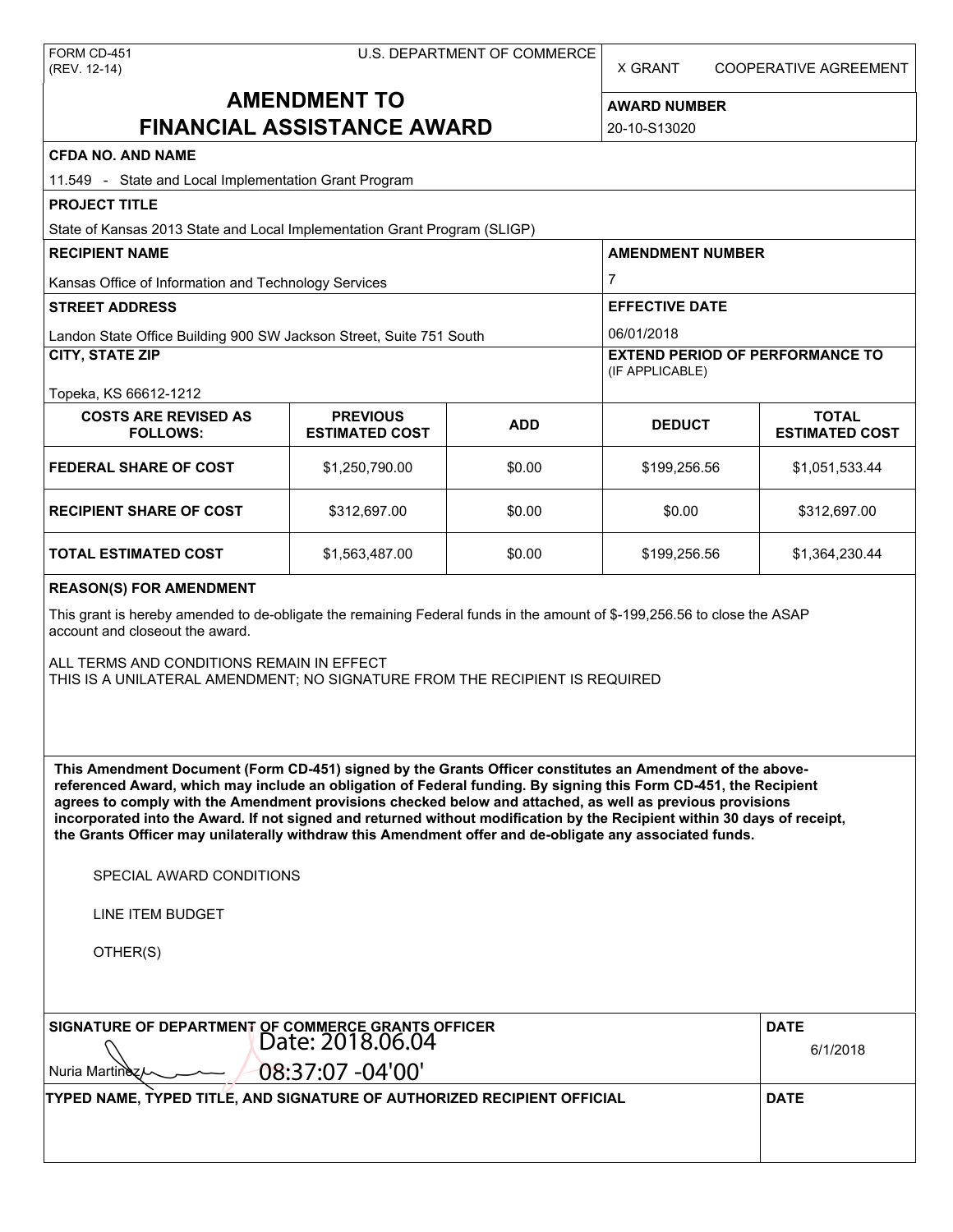FORM CD-451
(REV. 12-14)

U.S. DEPARTMENT OF COMMERCE

X GRANT    COOPERATIVE AGREEMENT

# AMENDMENT TO FINANCIAL ASSISTANCE AWARD

**AWARD NUMBER**
20-10-S13020

**CFDA NO. AND NAME**
11.549 - State and Local Implementation Grant Program

**PROJECT TITLE**
State of Kansas 2013 State and Local Implementation Grant Program (SLIGP)

**RECIPIENT NAME**
Kansas Office of Information and Technology Services

**AMENDMENT NUMBER**
7

**STREET ADDRESS**
Landon State Office Building 900 SW Jackson Street, Suite 751 South

**EFFECTIVE DATE**
06/01/2018

**CITY, STATE ZIP**
Topeka, KS 66612-1212

**EXTEND PERIOD OF PERFORMANCE TO** (IF APPLICABLE)

| COSTS ARE REVISED AS FOLLOWS: | PREVIOUS ESTIMATED COST | ADD | DEDUCT | TOTAL ESTIMATED COST |
|---|---|---|---|---|
| FEDERAL SHARE OF COST | $1,250,790.00 | $0.00 | $199,256.56 | $1,051,533.44 |
| RECIPIENT SHARE OF COST | $312,697.00 | $0.00 | $0.00 | $312,697.00 |
| TOTAL ESTIMATED COST | $1,563,487.00 | $0.00 | $199,256.56 | $1,364,230.44 |

**REASON(S) FOR AMENDMENT**

This grant is hereby amended to de-obligate the remaining Federal funds in the amount of $-199,256.56 to close the ASAP account and closeout the award.

ALL TERMS AND CONDITIONS REMAIN IN EFFECT
THIS IS A UNILATERAL AMENDMENT; NO SIGNATURE FROM THE RECIPIENT IS REQUIRED

**This Amendment Document (Form CD-451) signed by the Grants Officer constitutes an Amendment of the above-referenced Award, which may include an obligation of Federal funding. By signing this Form CD-451, the Recipient agrees to comply with the Amendment provisions checked below and attached, as well as previous provisions incorporated into the Award. If not signed and returned without modification by the Recipient within 30 days of receipt, the Grants Officer may unilaterally withdraw this Amendment offer and de-obligate any associated funds.**

SPECIAL AWARD CONDITIONS

LINE ITEM BUDGET

OTHER(S)

**SIGNATURE OF DEPARTMENT OF COMMERCE GRANTS OFFICER**
Nuria Martinez
Date: 2018.06.04 08:37:07 -04'00'

**DATE**
6/1/2018

**TYPED NAME, TYPED TITLE, AND SIGNATURE OF AUTHORIZED RECIPIENT OFFICIAL**

**DATE**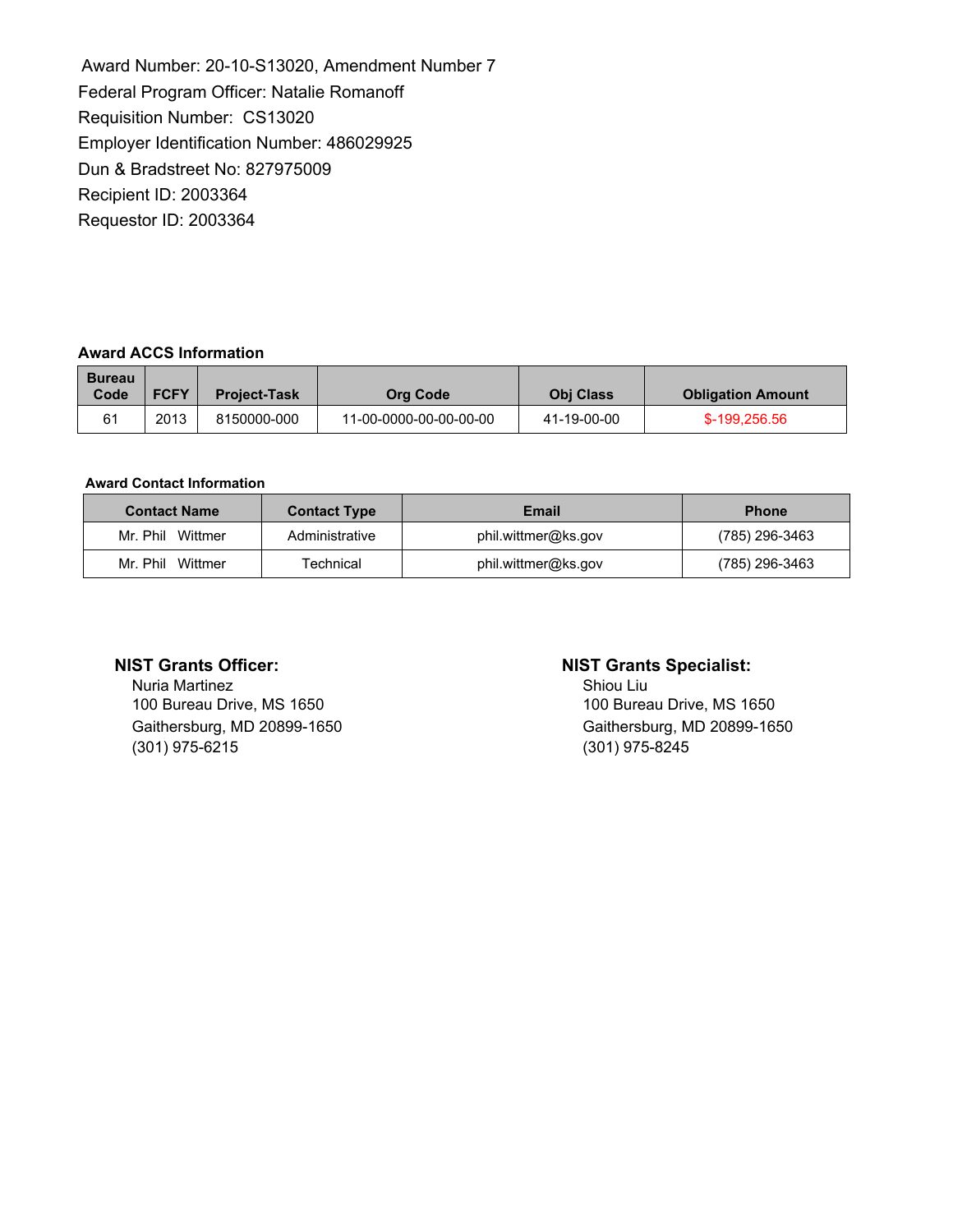Award Number: 20-10-S13020, Amendment Number 7
Federal Program Officer: Natalie Romanoff
Requisition Number: CS13020
Employer Identification Number: 486029925
Dun & Bradstreet No: 827975009
Recipient ID: 2003364
Requestor ID: 2003364

**Award ACCS Information**

| Bureau Code | FCFY | Project-Task | Org Code | Obj Class | Obligation Amount |
|---|---|---|---|---|---|
| 61 | 2013 | 8150000-000 | 11-00-0000-00-00-00-00 | 41-19-00-00 | $-199,256.56 |

**Award Contact Information**

| Contact Name | Contact Type | Email | Phone |
|---|---|---|---|
| Mr. Phil Wittmer | Administrative | phil.wittmer@ks.gov | (785) 296-3463 |
| Mr. Phil Wittmer | Technical | phil.wittmer@ks.gov | (785) 296-3463 |

**NIST Grants Officer:**
Nuria Martinez
100 Bureau Drive, MS 1650
Gaithersburg, MD 20899-1650
(301) 975-6215

**NIST Grants Specialist:**
Shiou Liu
100 Bureau Drive, MS 1650
Gaithersburg, MD 20899-1650
(301) 975-8245